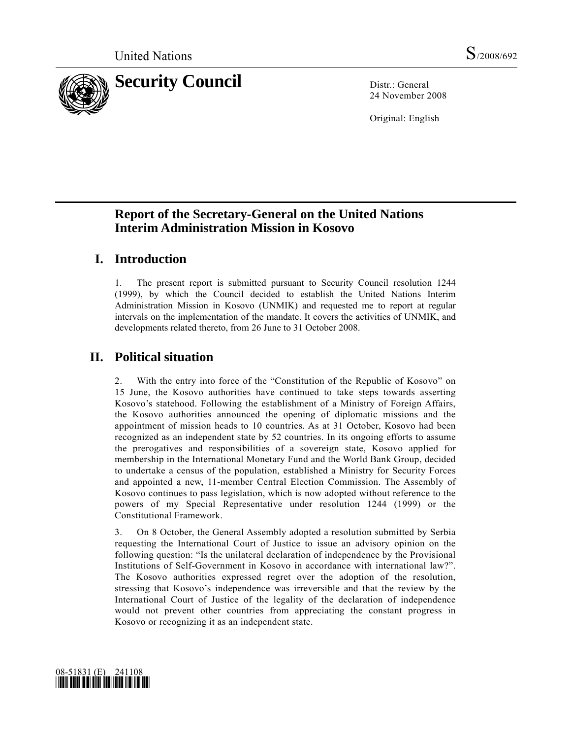United Nations S/2008/692

# Security Council

Distr.: General
24 November 2008

Original: English

## Report of the Secretary-General on the United Nations Interim Administration Mission in Kosovo

### I. Introduction

1. The present report is submitted pursuant to Security Council resolution 1244 (1999), by which the Council decided to establish the United Nations Interim Administration Mission in Kosovo (UNMIK) and requested me to report at regular intervals on the implementation of the mandate. It covers the activities of UNMIK, and developments related thereto, from 26 June to 31 October 2008.

### II. Political situation

2. With the entry into force of the "Constitution of the Republic of Kosovo" on 15 June, the Kosovo authorities have continued to take steps towards asserting Kosovo's statehood. Following the establishment of a Ministry of Foreign Affairs, the Kosovo authorities announced the opening of diplomatic missions and the appointment of mission heads to 10 countries. As at 31 October, Kosovo had been recognized as an independent state by 52 countries. In its ongoing efforts to assume the prerogatives and responsibilities of a sovereign state, Kosovo applied for membership in the International Monetary Fund and the World Bank Group, decided to undertake a census of the population, established a Ministry for Security Forces and appointed a new, 11-member Central Election Commission. The Assembly of Kosovo continues to pass legislation, which is now adopted without reference to the powers of my Special Representative under resolution 1244 (1999) or the Constitutional Framework.

3. On 8 October, the General Assembly adopted a resolution submitted by Serbia requesting the International Court of Justice to issue an advisory opinion on the following question: "Is the unilateral declaration of independence by the Provisional Institutions of Self-Government in Kosovo in accordance with international law?". The Kosovo authorities expressed regret over the adoption of the resolution, stressing that Kosovo's independence was irreversible and that the review by the International Court of Justice of the legality of the declaration of independence would not prevent other countries from appreciating the constant progress in Kosovo or recognizing it as an independent state.

08-51831 (E) 241108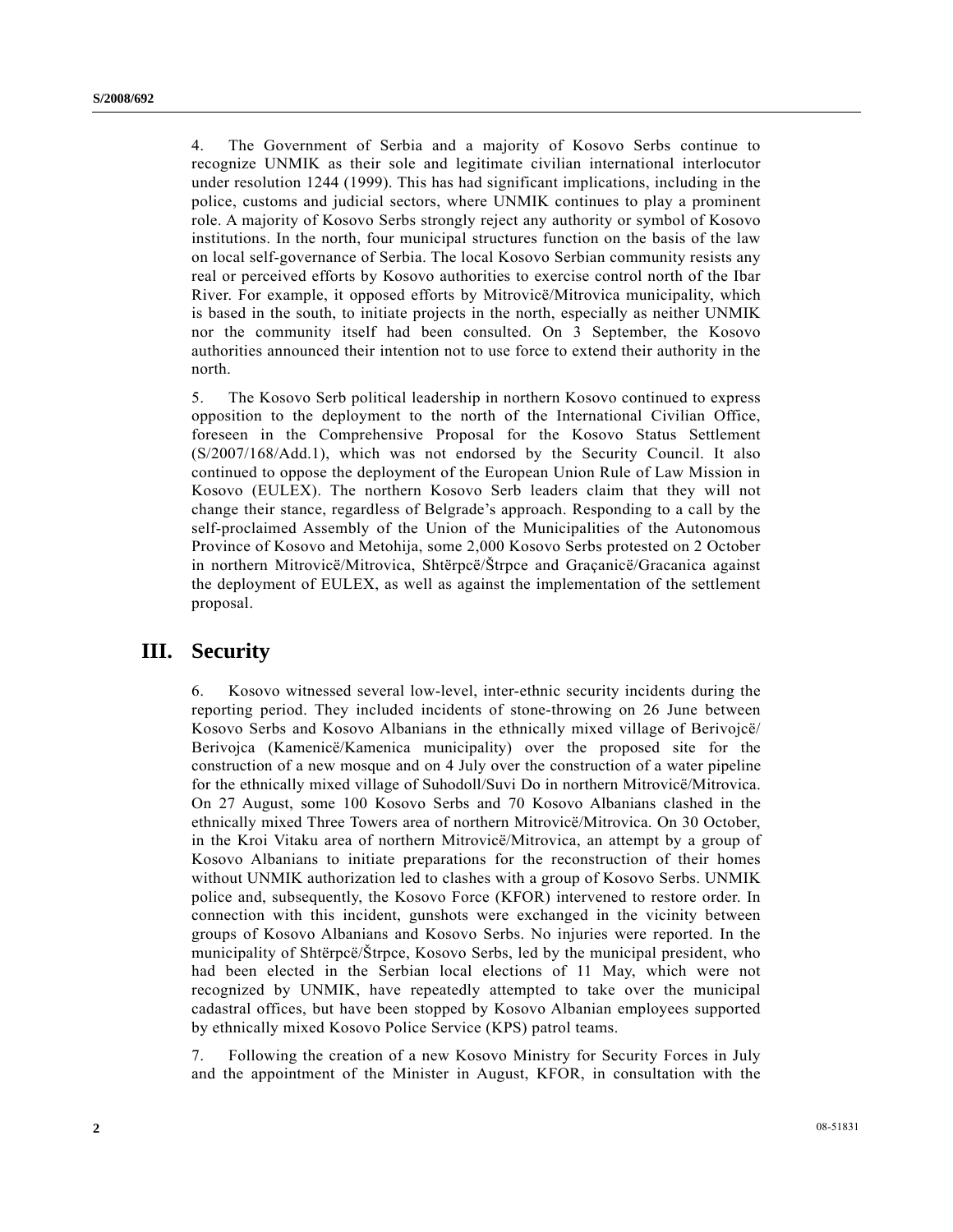4. The Government of Serbia and a majority of Kosovo Serbs continue to recognize UNMIK as their sole and legitimate civilian international interlocutor under resolution 1244 (1999). This has had significant implications, including in the police, customs and judicial sectors, where UNMIK continues to play a prominent role. A majority of Kosovo Serbs strongly reject any authority or symbol of Kosovo institutions. In the north, four municipal structures function on the basis of the law on local self-governance of Serbia. The local Kosovo Serbian community resists any real or perceived efforts by Kosovo authorities to exercise control north of the Ibar River. For example, it opposed efforts by Mitrovicë/Mitrovica municipality, which is based in the south, to initiate projects in the north, especially as neither UNMIK nor the community itself had been consulted. On 3 September, the Kosovo authorities announced their intention not to use force to extend their authority in the north.

5. The Kosovo Serb political leadership in northern Kosovo continued to express opposition to the deployment to the north of the International Civilian Office, foreseen in the Comprehensive Proposal for the Kosovo Status Settlement (S/2007/168/Add.1), which was not endorsed by the Security Council. It also continued to oppose the deployment of the European Union Rule of Law Mission in Kosovo (EULEX). The northern Kosovo Serb leaders claim that they will not change their stance, regardless of Belgrade's approach. Responding to a call by the self-proclaimed Assembly of the Union of the Municipalities of the Autonomous Province of Kosovo and Metohija, some 2,000 Kosovo Serbs protested on 2 October in northern Mitrovicë/Mitrovica, Shtërpcë/Štrpce and Graçanicë/Gracanica against the deployment of EULEX, as well as against the implementation of the settlement proposal.

## III. Security

6. Kosovo witnessed several low-level, inter-ethnic security incidents during the reporting period. They included incidents of stone-throwing on 26 June between Kosovo Serbs and Kosovo Albanians in the ethnically mixed village of Berivojcë/ Berivojca (Kamenicë/Kamenica municipality) over the proposed site for the construction of a new mosque and on 4 July over the construction of a water pipeline for the ethnically mixed village of Suhodoll/Suvi Do in northern Mitrovicë/Mitrovica. On 27 August, some 100 Kosovo Serbs and 70 Kosovo Albanians clashed in the ethnically mixed Three Towers area of northern Mitrovicë/Mitrovica. On 30 October, in the Kroi Vitaku area of northern Mitrovicë/Mitrovica, an attempt by a group of Kosovo Albanians to initiate preparations for the reconstruction of their homes without UNMIK authorization led to clashes with a group of Kosovo Serbs. UNMIK police and, subsequently, the Kosovo Force (KFOR) intervened to restore order. In connection with this incident, gunshots were exchanged in the vicinity between groups of Kosovo Albanians and Kosovo Serbs. No injuries were reported. In the municipality of Shtërpcë/Štrpce, Kosovo Serbs, led by the municipal president, who had been elected in the Serbian local elections of 11 May, which were not recognized by UNMIK, have repeatedly attempted to take over the municipal cadastral offices, but have been stopped by Kosovo Albanian employees supported by ethnically mixed Kosovo Police Service (KPS) patrol teams.

7. Following the creation of a new Kosovo Ministry for Security Forces in July and the appointment of the Minister in August, KFOR, in consultation with the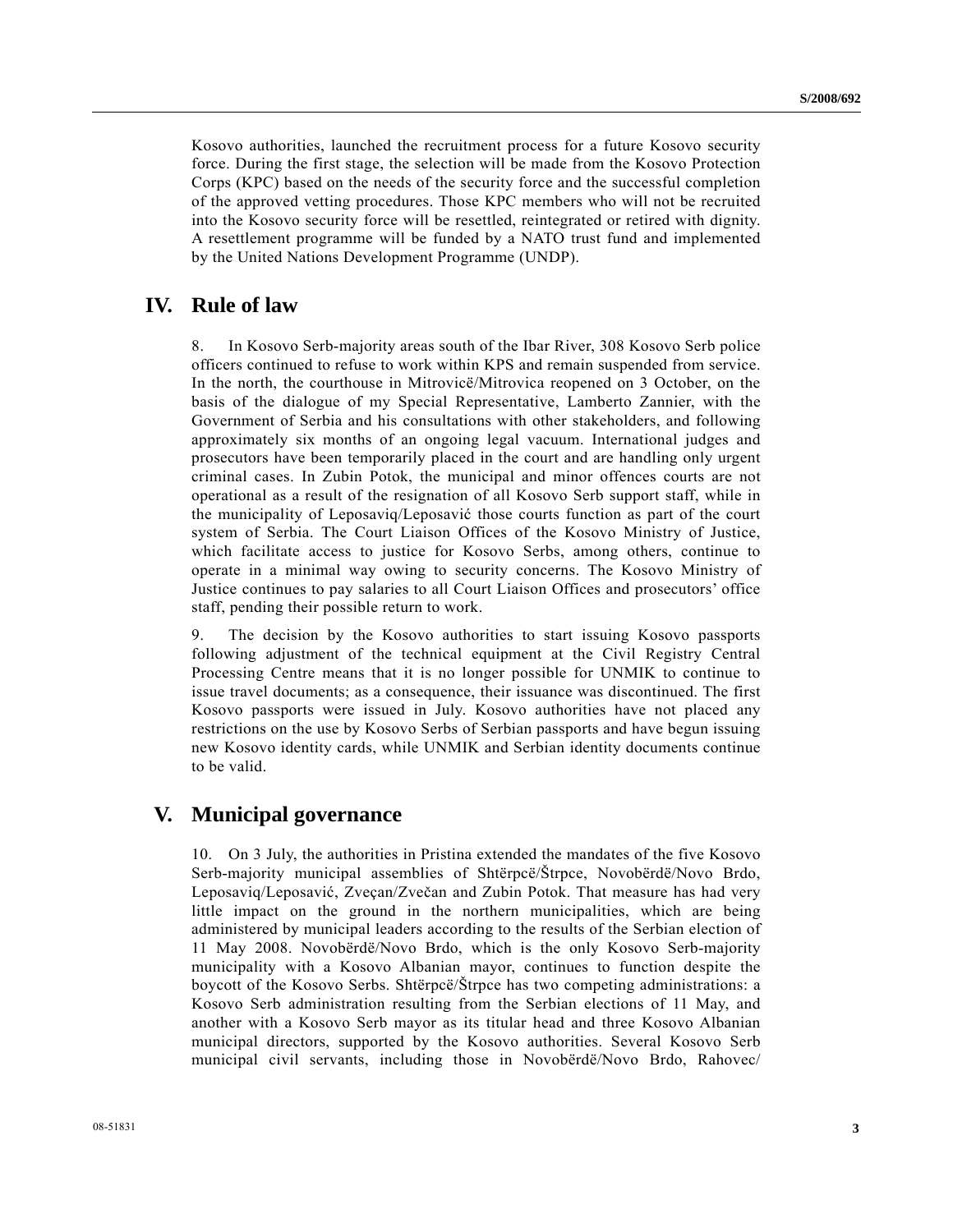Kosovo authorities, launched the recruitment process for a future Kosovo security force. During the first stage, the selection will be made from the Kosovo Protection Corps (KPC) based on the needs of the security force and the successful completion of the approved vetting procedures. Those KPC members who will not be recruited into the Kosovo security force will be resettled, reintegrated or retired with dignity. A resettlement programme will be funded by a NATO trust fund and implemented by the United Nations Development Programme (UNDP).

## IV. Rule of law

8. In Kosovo Serb-majority areas south of the Ibar River, 308 Kosovo Serb police officers continued to refuse to work within KPS and remain suspended from service. In the north, the courthouse in Mitrovicë/Mitrovica reopened on 3 October, on the basis of the dialogue of my Special Representative, Lamberto Zannier, with the Government of Serbia and his consultations with other stakeholders, and following approximately six months of an ongoing legal vacuum. International judges and prosecutors have been temporarily placed in the court and are handling only urgent criminal cases. In Zubin Potok, the municipal and minor offences courts are not operational as a result of the resignation of all Kosovo Serb support staff, while in the municipality of Leposaviq/Leposavić those courts function as part of the court system of Serbia. The Court Liaison Offices of the Kosovo Ministry of Justice, which facilitate access to justice for Kosovo Serbs, among others, continue to operate in a minimal way owing to security concerns. The Kosovo Ministry of Justice continues to pay salaries to all Court Liaison Offices and prosecutors' office staff, pending their possible return to work.

9. The decision by the Kosovo authorities to start issuing Kosovo passports following adjustment of the technical equipment at the Civil Registry Central Processing Centre means that it is no longer possible for UNMIK to continue to issue travel documents; as a consequence, their issuance was discontinued. The first Kosovo passports were issued in July. Kosovo authorities have not placed any restrictions on the use by Kosovo Serbs of Serbian passports and have begun issuing new Kosovo identity cards, while UNMIK and Serbian identity documents continue to be valid.

## V. Municipal governance

10. On 3 July, the authorities in Pristina extended the mandates of the five Kosovo Serb-majority municipal assemblies of Shtërpcë/Štrpce, Novobërdë/Novo Brdo, Leposaviq/Leposavić, Zveçan/Zvečan and Zubin Potok. That measure has had very little impact on the ground in the northern municipalities, which are being administered by municipal leaders according to the results of the Serbian election of 11 May 2008. Novobërdë/Novo Brdo, which is the only Kosovo Serb-majority municipality with a Kosovo Albanian mayor, continues to function despite the boycott of the Kosovo Serbs. Shtërpcë/Štrpce has two competing administrations: a Kosovo Serb administration resulting from the Serbian elections of 11 May, and another with a Kosovo Serb mayor as its titular head and three Kosovo Albanian municipal directors, supported by the Kosovo authorities. Several Kosovo Serb municipal civil servants, including those in Novobërdë/Novo Brdo, Rahovec/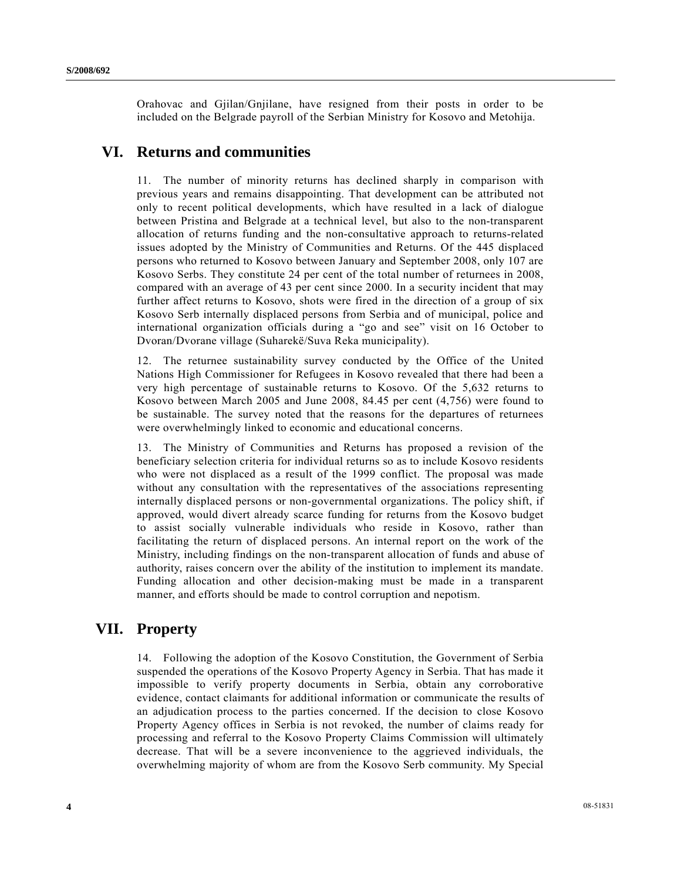Orahovac and Gjilan/Gnjilane, have resigned from their posts in order to be included on the Belgrade payroll of the Serbian Ministry for Kosovo and Metohija.

## VI. Returns and communities

11. The number of minority returns has declined sharply in comparison with previous years and remains disappointing. That development can be attributed not only to recent political developments, which have resulted in a lack of dialogue between Pristina and Belgrade at a technical level, but also to the non-transparent allocation of returns funding and the non-consultative approach to returns-related issues adopted by the Ministry of Communities and Returns. Of the 445 displaced persons who returned to Kosovo between January and September 2008, only 107 are Kosovo Serbs. They constitute 24 per cent of the total number of returnees in 2008, compared with an average of 43 per cent since 2000. In a security incident that may further affect returns to Kosovo, shots were fired in the direction of a group of six Kosovo Serb internally displaced persons from Serbia and of municipal, police and international organization officials during a "go and see" visit on 16 October to Dvoran/Dvorane village (Suharekë/Suva Reka municipality).

12. The returnee sustainability survey conducted by the Office of the United Nations High Commissioner for Refugees in Kosovo revealed that there had been a very high percentage of sustainable returns to Kosovo. Of the 5,632 returns to Kosovo between March 2005 and June 2008, 84.45 per cent (4,756) were found to be sustainable. The survey noted that the reasons for the departures of returnees were overwhelmingly linked to economic and educational concerns.

13. The Ministry of Communities and Returns has proposed a revision of the beneficiary selection criteria for individual returns so as to include Kosovo residents who were not displaced as a result of the 1999 conflict. The proposal was made without any consultation with the representatives of the associations representing internally displaced persons or non-governmental organizations. The policy shift, if approved, would divert already scarce funding for returns from the Kosovo budget to assist socially vulnerable individuals who reside in Kosovo, rather than facilitating the return of displaced persons. An internal report on the work of the Ministry, including findings on the non-transparent allocation of funds and abuse of authority, raises concern over the ability of the institution to implement its mandate. Funding allocation and other decision-making must be made in a transparent manner, and efforts should be made to control corruption and nepotism.

## VII. Property

14. Following the adoption of the Kosovo Constitution, the Government of Serbia suspended the operations of the Kosovo Property Agency in Serbia. That has made it impossible to verify property documents in Serbia, obtain any corroborative evidence, contact claimants for additional information or communicate the results of an adjudication process to the parties concerned. If the decision to close Kosovo Property Agency offices in Serbia is not revoked, the number of claims ready for processing and referral to the Kosovo Property Claims Commission will ultimately decrease. That will be a severe inconvenience to the aggrieved individuals, the overwhelming majority of whom are from the Kosovo Serb community. My Special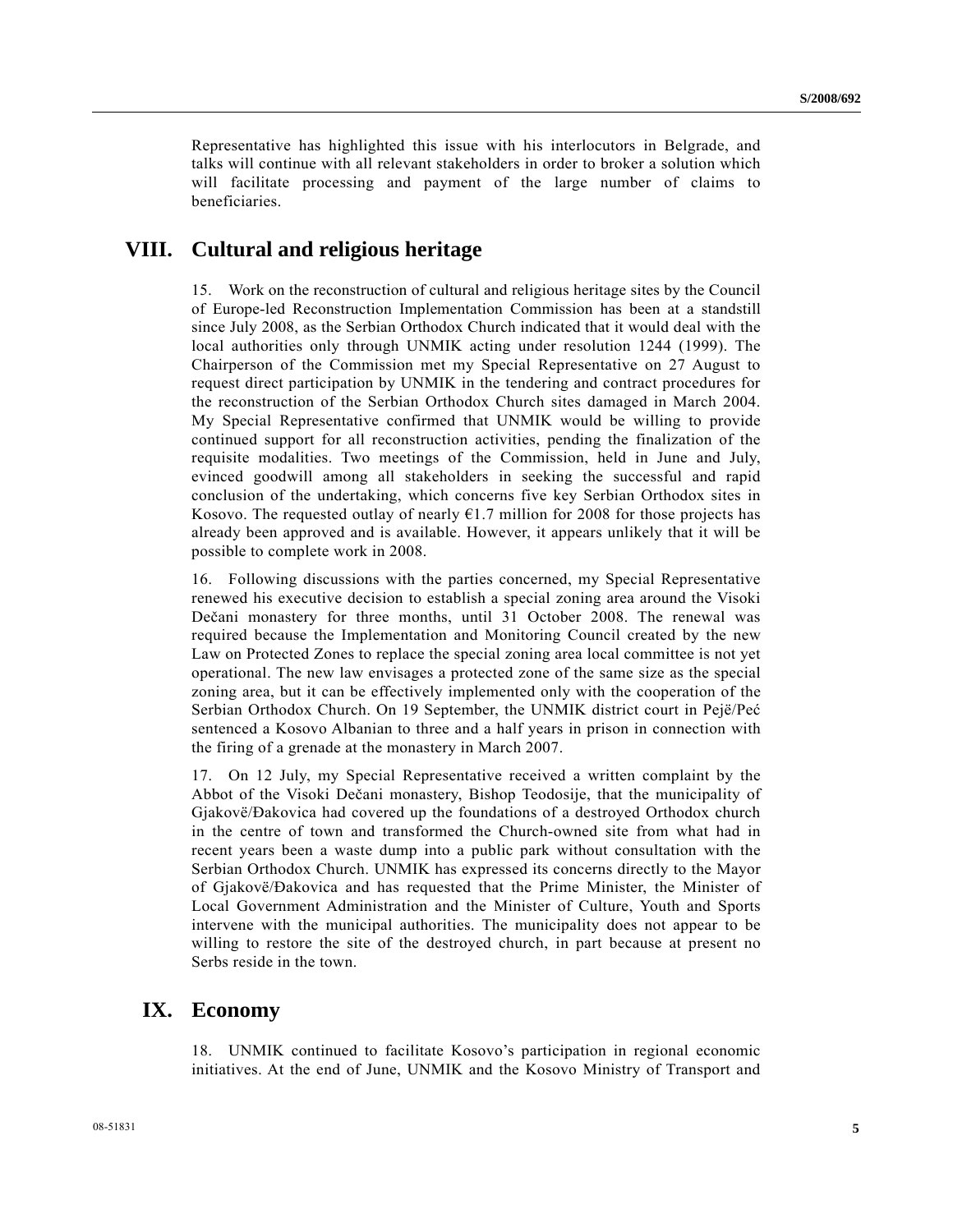Representative has highlighted this issue with his interlocutors in Belgrade, and talks will continue with all relevant stakeholders in order to broker a solution which will facilitate processing and payment of the large number of claims to beneficiaries.

## VIII. Cultural and religious heritage

15. Work on the reconstruction of cultural and religious heritage sites by the Council of Europe-led Reconstruction Implementation Commission has been at a standstill since July 2008, as the Serbian Orthodox Church indicated that it would deal with the local authorities only through UNMIK acting under resolution 1244 (1999). The Chairperson of the Commission met my Special Representative on 27 August to request direct participation by UNMIK in the tendering and contract procedures for the reconstruction of the Serbian Orthodox Church sites damaged in March 2004. My Special Representative confirmed that UNMIK would be willing to provide continued support for all reconstruction activities, pending the finalization of the requisite modalities. Two meetings of the Commission, held in June and July, evinced goodwill among all stakeholders in seeking the successful and rapid conclusion of the undertaking, which concerns five key Serbian Orthodox sites in Kosovo. The requested outlay of nearly €1.7 million for 2008 for those projects has already been approved and is available. However, it appears unlikely that it will be possible to complete work in 2008.

16. Following discussions with the parties concerned, my Special Representative renewed his executive decision to establish a special zoning area around the Visoki Dečani monastery for three months, until 31 October 2008. The renewal was required because the Implementation and Monitoring Council created by the new Law on Protected Zones to replace the special zoning area local committee is not yet operational. The new law envisages a protected zone of the same size as the special zoning area, but it can be effectively implemented only with the cooperation of the Serbian Orthodox Church. On 19 September, the UNMIK district court in Pejë/Peć sentenced a Kosovo Albanian to three and a half years in prison in connection with the firing of a grenade at the monastery in March 2007.

17. On 12 July, my Special Representative received a written complaint by the Abbot of the Visoki Dečani monastery, Bishop Teodosije, that the municipality of Gjakovë/Đakovica had covered up the foundations of a destroyed Orthodox church in the centre of town and transformed the Church-owned site from what had in recent years been a waste dump into a public park without consultation with the Serbian Orthodox Church. UNMIK has expressed its concerns directly to the Mayor of Gjakovë/Đakovica and has requested that the Prime Minister, the Minister of Local Government Administration and the Minister of Culture, Youth and Sports intervene with the municipal authorities. The municipality does not appear to be willing to restore the site of the destroyed church, in part because at present no Serbs reside in the town.

## IX. Economy

18. UNMIK continued to facilitate Kosovo's participation in regional economic initiatives. At the end of June, UNMIK and the Kosovo Ministry of Transport and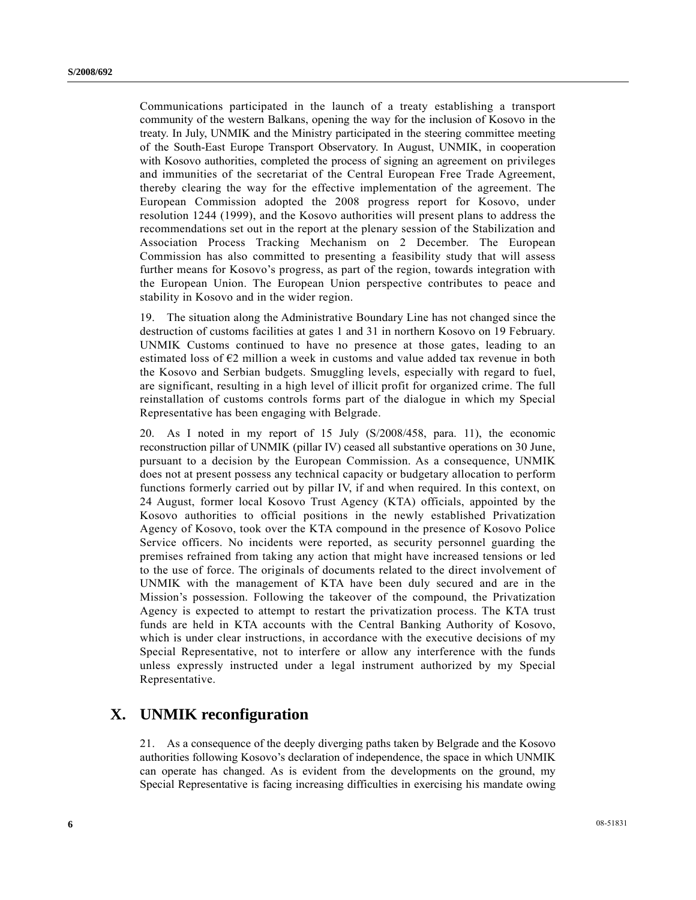Communications participated in the launch of a treaty establishing a transport community of the western Balkans, opening the way for the inclusion of Kosovo in the treaty. In July, UNMIK and the Ministry participated in the steering committee meeting of the South-East Europe Transport Observatory. In August, UNMIK, in cooperation with Kosovo authorities, completed the process of signing an agreement on privileges and immunities of the secretariat of the Central European Free Trade Agreement, thereby clearing the way for the effective implementation of the agreement. The European Commission adopted the 2008 progress report for Kosovo, under resolution 1244 (1999), and the Kosovo authorities will present plans to address the recommendations set out in the report at the plenary session of the Stabilization and Association Process Tracking Mechanism on 2 December. The European Commission has also committed to presenting a feasibility study that will assess further means for Kosovo's progress, as part of the region, towards integration with the European Union. The European Union perspective contributes to peace and stability in Kosovo and in the wider region.

19. The situation along the Administrative Boundary Line has not changed since the destruction of customs facilities at gates 1 and 31 in northern Kosovo on 19 February. UNMIK Customs continued to have no presence at those gates, leading to an estimated loss of €2 million a week in customs and value added tax revenue in both the Kosovo and Serbian budgets. Smuggling levels, especially with regard to fuel, are significant, resulting in a high level of illicit profit for organized crime. The full reinstallation of customs controls forms part of the dialogue in which my Special Representative has been engaging with Belgrade.

20. As I noted in my report of 15 July (S/2008/458, para. 11), the economic reconstruction pillar of UNMIK (pillar IV) ceased all substantive operations on 30 June, pursuant to a decision by the European Commission. As a consequence, UNMIK does not at present possess any technical capacity or budgetary allocation to perform functions formerly carried out by pillar IV, if and when required. In this context, on 24 August, former local Kosovo Trust Agency (KTA) officials, appointed by the Kosovo authorities to official positions in the newly established Privatization Agency of Kosovo, took over the KTA compound in the presence of Kosovo Police Service officers. No incidents were reported, as security personnel guarding the premises refrained from taking any action that might have increased tensions or led to the use of force. The originals of documents related to the direct involvement of UNMIK with the management of KTA have been duly secured and are in the Mission's possession. Following the takeover of the compound, the Privatization Agency is expected to attempt to restart the privatization process. The KTA trust funds are held in KTA accounts with the Central Banking Authority of Kosovo, which is under clear instructions, in accordance with the executive decisions of my Special Representative, not to interfere or allow any interference with the funds unless expressly instructed under a legal instrument authorized by my Special Representative.

## X. UNMIK reconfiguration

21. As a consequence of the deeply diverging paths taken by Belgrade and the Kosovo authorities following Kosovo's declaration of independence, the space in which UNMIK can operate has changed. As is evident from the developments on the ground, my Special Representative is facing increasing difficulties in exercising his mandate owing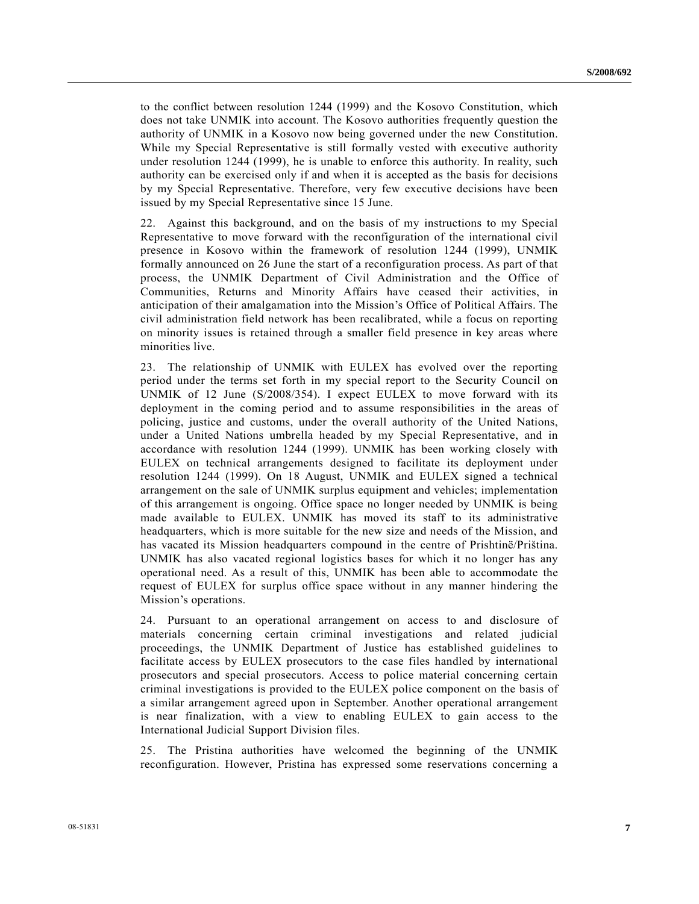to the conflict between resolution 1244 (1999) and the Kosovo Constitution, which does not take UNMIK into account. The Kosovo authorities frequently question the authority of UNMIK in a Kosovo now being governed under the new Constitution. While my Special Representative is still formally vested with executive authority under resolution 1244 (1999), he is unable to enforce this authority. In reality, such authority can be exercised only if and when it is accepted as the basis for decisions by my Special Representative. Therefore, very few executive decisions have been issued by my Special Representative since 15 June.

22. Against this background, and on the basis of my instructions to my Special Representative to move forward with the reconfiguration of the international civil presence in Kosovo within the framework of resolution 1244 (1999), UNMIK formally announced on 26 June the start of a reconfiguration process. As part of that process, the UNMIK Department of Civil Administration and the Office of Communities, Returns and Minority Affairs have ceased their activities, in anticipation of their amalgamation into the Mission's Office of Political Affairs. The civil administration field network has been recalibrated, while a focus on reporting on minority issues is retained through a smaller field presence in key areas where minorities live.

23. The relationship of UNMIK with EULEX has evolved over the reporting period under the terms set forth in my special report to the Security Council on UNMIK of 12 June (S/2008/354). I expect EULEX to move forward with its deployment in the coming period and to assume responsibilities in the areas of policing, justice and customs, under the overall authority of the United Nations, under a United Nations umbrella headed by my Special Representative, and in accordance with resolution 1244 (1999). UNMIK has been working closely with EULEX on technical arrangements designed to facilitate its deployment under resolution 1244 (1999). On 18 August, UNMIK and EULEX signed a technical arrangement on the sale of UNMIK surplus equipment and vehicles; implementation of this arrangement is ongoing. Office space no longer needed by UNMIK is being made available to EULEX. UNMIK has moved its staff to its administrative headquarters, which is more suitable for the new size and needs of the Mission, and has vacated its Mission headquarters compound in the centre of Prishtinë/Priština. UNMIK has also vacated regional logistics bases for which it no longer has any operational need. As a result of this, UNMIK has been able to accommodate the request of EULEX for surplus office space without in any manner hindering the Mission's operations.

24. Pursuant to an operational arrangement on access to and disclosure of materials concerning certain criminal investigations and related judicial proceedings, the UNMIK Department of Justice has established guidelines to facilitate access by EULEX prosecutors to the case files handled by international prosecutors and special prosecutors. Access to police material concerning certain criminal investigations is provided to the EULEX police component on the basis of a similar arrangement agreed upon in September. Another operational arrangement is near finalization, with a view to enabling EULEX to gain access to the International Judicial Support Division files.

25. The Pristina authorities have welcomed the beginning of the UNMIK reconfiguration. However, Pristina has expressed some reservations concerning a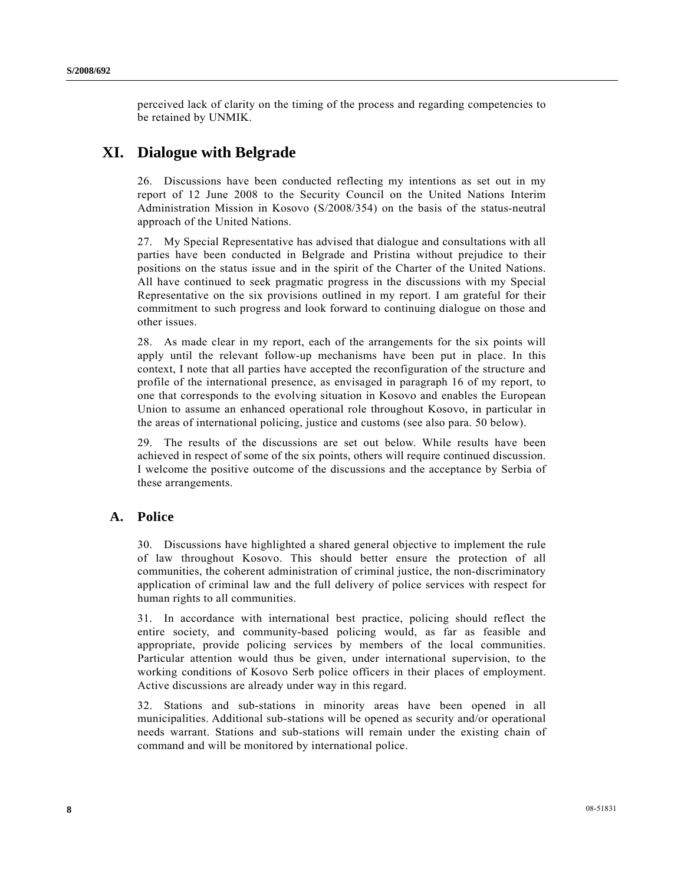perceived lack of clarity on the timing of the process and regarding competencies to be retained by UNMIK.

# XI. Dialogue with Belgrade

26. Discussions have been conducted reflecting my intentions as set out in my report of 12 June 2008 to the Security Council on the United Nations Interim Administration Mission in Kosovo (S/2008/354) on the basis of the status-neutral approach of the United Nations.

27. My Special Representative has advised that dialogue and consultations with all parties have been conducted in Belgrade and Pristina without prejudice to their positions on the status issue and in the spirit of the Charter of the United Nations. All have continued to seek pragmatic progress in the discussions with my Special Representative on the six provisions outlined in my report. I am grateful for their commitment to such progress and look forward to continuing dialogue on those and other issues.

28. As made clear in my report, each of the arrangements for the six points will apply until the relevant follow-up mechanisms have been put in place. In this context, I note that all parties have accepted the reconfiguration of the structure and profile of the international presence, as envisaged in paragraph 16 of my report, to one that corresponds to the evolving situation in Kosovo and enables the European Union to assume an enhanced operational role throughout Kosovo, in particular in the areas of international policing, justice and customs (see also para. 50 below).

29. The results of the discussions are set out below. While results have been achieved in respect of some of the six points, others will require continued discussion. I welcome the positive outcome of the discussions and the acceptance by Serbia of these arrangements.

## A. Police

30. Discussions have highlighted a shared general objective to implement the rule of law throughout Kosovo. This should better ensure the protection of all communities, the coherent administration of criminal justice, the non-discriminatory application of criminal law and the full delivery of police services with respect for human rights to all communities.

31. In accordance with international best practice, policing should reflect the entire society, and community-based policing would, as far as feasible and appropriate, provide policing services by members of the local communities. Particular attention would thus be given, under international supervision, to the working conditions of Kosovo Serb police officers in their places of employment. Active discussions are already under way in this regard.

32. Stations and sub-stations in minority areas have been opened in all municipalities. Additional sub-stations will be opened as security and/or operational needs warrant. Stations and sub-stations will remain under the existing chain of command and will be monitored by international police.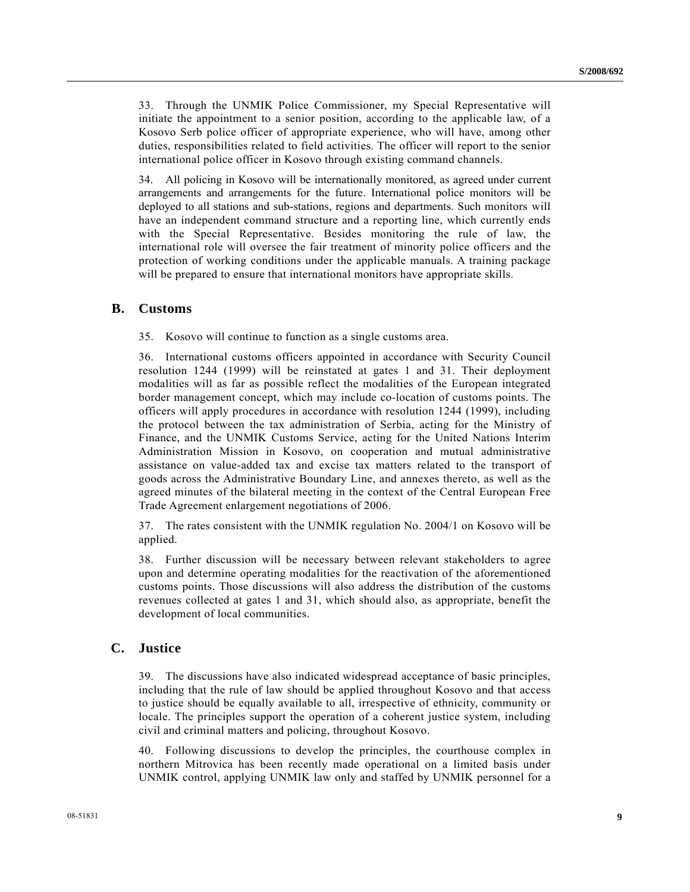33. Through the UNMIK Police Commissioner, my Special Representative will initiate the appointment to a senior position, according to the applicable law, of a Kosovo Serb police officer of appropriate experience, who will have, among other duties, responsibilities related to field activities. The officer will report to the senior international police officer in Kosovo through existing command channels.

34. All policing in Kosovo will be internationally monitored, as agreed under current arrangements and arrangements for the future. International police monitors will be deployed to all stations and sub-stations, regions and departments. Such monitors will have an independent command structure and a reporting line, which currently ends with the Special Representative. Besides monitoring the rule of law, the international role will oversee the fair treatment of minority police officers and the protection of working conditions under the applicable manuals. A training package will be prepared to ensure that international monitors have appropriate skills.

## B. Customs

35. Kosovo will continue to function as a single customs area.

36. International customs officers appointed in accordance with Security Council resolution 1244 (1999) will be reinstated at gates 1 and 31. Their deployment modalities will as far as possible reflect the modalities of the European integrated border management concept, which may include co-location of customs points. The officers will apply procedures in accordance with resolution 1244 (1999), including the protocol between the tax administration of Serbia, acting for the Ministry of Finance, and the UNMIK Customs Service, acting for the United Nations Interim Administration Mission in Kosovo, on cooperation and mutual administrative assistance on value-added tax and excise tax matters related to the transport of goods across the Administrative Boundary Line, and annexes thereto, as well as the agreed minutes of the bilateral meeting in the context of the Central European Free Trade Agreement enlargement negotiations of 2006.

37. The rates consistent with the UNMIK regulation No. 2004/1 on Kosovo will be applied.

38. Further discussion will be necessary between relevant stakeholders to agree upon and determine operating modalities for the reactivation of the aforementioned customs points. Those discussions will also address the distribution of the customs revenues collected at gates 1 and 31, which should also, as appropriate, benefit the development of local communities.

## C. Justice

39. The discussions have also indicated widespread acceptance of basic principles, including that the rule of law should be applied throughout Kosovo and that access to justice should be equally available to all, irrespective of ethnicity, community or locale. The principles support the operation of a coherent justice system, including civil and criminal matters and policing, throughout Kosovo.

40. Following discussions to develop the principles, the courthouse complex in northern Mitrovica has been recently made operational on a limited basis under UNMIK control, applying UNMIK law only and staffed by UNMIK personnel for a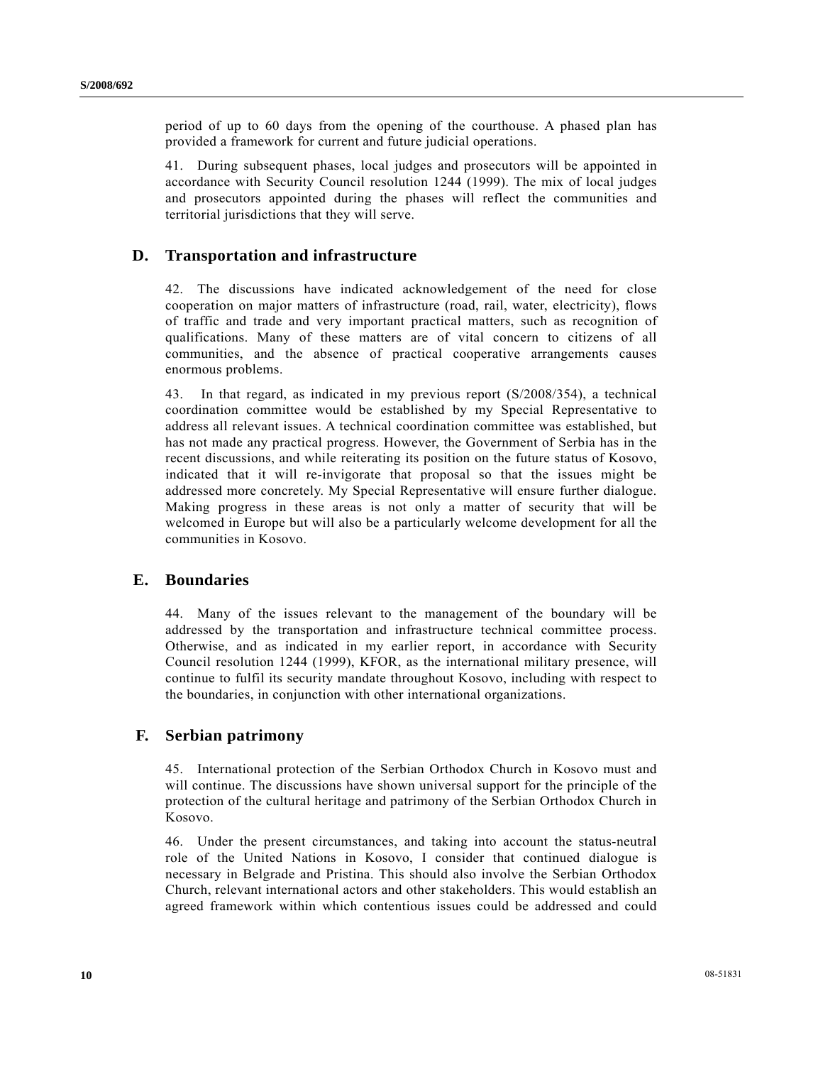period of up to 60 days from the opening of the courthouse. A phased plan has provided a framework for current and future judicial operations.

41. During subsequent phases, local judges and prosecutors will be appointed in accordance with Security Council resolution 1244 (1999). The mix of local judges and prosecutors appointed during the phases will reflect the communities and territorial jurisdictions that they will serve.

## D. Transportation and infrastructure

42. The discussions have indicated acknowledgement of the need for close cooperation on major matters of infrastructure (road, rail, water, electricity), flows of traffic and trade and very important practical matters, such as recognition of qualifications. Many of these matters are of vital concern to citizens of all communities, and the absence of practical cooperative arrangements causes enormous problems.

43. In that regard, as indicated in my previous report (S/2008/354), a technical coordination committee would be established by my Special Representative to address all relevant issues. A technical coordination committee was established, but has not made any practical progress. However, the Government of Serbia has in the recent discussions, and while reiterating its position on the future status of Kosovo, indicated that it will re-invigorate that proposal so that the issues might be addressed more concretely. My Special Representative will ensure further dialogue. Making progress in these areas is not only a matter of security that will be welcomed in Europe but will also be a particularly welcome development for all the communities in Kosovo.

## E. Boundaries

44. Many of the issues relevant to the management of the boundary will be addressed by the transportation and infrastructure technical committee process. Otherwise, and as indicated in my earlier report, in accordance with Security Council resolution 1244 (1999), KFOR, as the international military presence, will continue to fulfil its security mandate throughout Kosovo, including with respect to the boundaries, in conjunction with other international organizations.

## F. Serbian patrimony

45. International protection of the Serbian Orthodox Church in Kosovo must and will continue. The discussions have shown universal support for the principle of the protection of the cultural heritage and patrimony of the Serbian Orthodox Church in Kosovo.

46. Under the present circumstances, and taking into account the status-neutral role of the United Nations in Kosovo, I consider that continued dialogue is necessary in Belgrade and Pristina. This should also involve the Serbian Orthodox Church, relevant international actors and other stakeholders. This would establish an agreed framework within which contentious issues could be addressed and could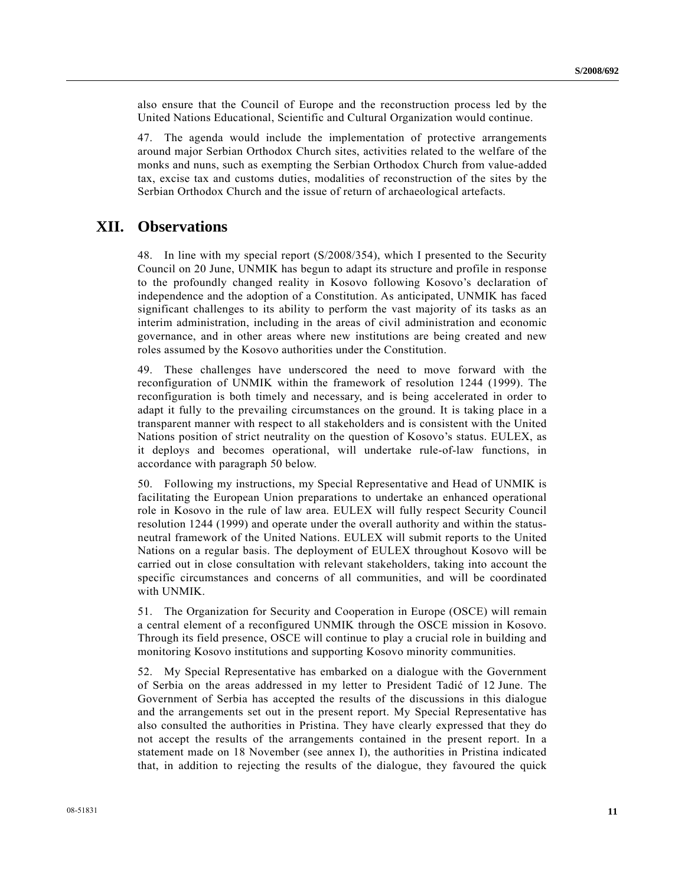also ensure that the Council of Europe and the reconstruction process led by the United Nations Educational, Scientific and Cultural Organization would continue.

47. The agenda would include the implementation of protective arrangements around major Serbian Orthodox Church sites, activities related to the welfare of the monks and nuns, such as exempting the Serbian Orthodox Church from value-added tax, excise tax and customs duties, modalities of reconstruction of the sites by the Serbian Orthodox Church and the issue of return of archaeological artefacts.

# XII. Observations

48. In line with my special report (S/2008/354), which I presented to the Security Council on 20 June, UNMIK has begun to adapt its structure and profile in response to the profoundly changed reality in Kosovo following Kosovo's declaration of independence and the adoption of a Constitution. As anticipated, UNMIK has faced significant challenges to its ability to perform the vast majority of its tasks as an interim administration, including in the areas of civil administration and economic governance, and in other areas where new institutions are being created and new roles assumed by the Kosovo authorities under the Constitution.

49. These challenges have underscored the need to move forward with the reconfiguration of UNMIK within the framework of resolution 1244 (1999). The reconfiguration is both timely and necessary, and is being accelerated in order to adapt it fully to the prevailing circumstances on the ground. It is taking place in a transparent manner with respect to all stakeholders and is consistent with the United Nations position of strict neutrality on the question of Kosovo's status. EULEX, as it deploys and becomes operational, will undertake rule-of-law functions, in accordance with paragraph 50 below.

50. Following my instructions, my Special Representative and Head of UNMIK is facilitating the European Union preparations to undertake an enhanced operational role in Kosovo in the rule of law area. EULEX will fully respect Security Council resolution 1244 (1999) and operate under the overall authority and within the status-neutral framework of the United Nations. EULEX will submit reports to the United Nations on a regular basis. The deployment of EULEX throughout Kosovo will be carried out in close consultation with relevant stakeholders, taking into account the specific circumstances and concerns of all communities, and will be coordinated with UNMIK.

51. The Organization for Security and Cooperation in Europe (OSCE) will remain a central element of a reconfigured UNMIK through the OSCE mission in Kosovo. Through its field presence, OSCE will continue to play a crucial role in building and monitoring Kosovo institutions and supporting Kosovo minority communities.

52. My Special Representative has embarked on a dialogue with the Government of Serbia on the areas addressed in my letter to President Tadić of 12 June. The Government of Serbia has accepted the results of the discussions in this dialogue and the arrangements set out in the present report. My Special Representative has also consulted the authorities in Pristina. They have clearly expressed that they do not accept the results of the arrangements contained in the present report. In a statement made on 18 November (see annex I), the authorities in Pristina indicated that, in addition to rejecting the results of the dialogue, they favoured the quick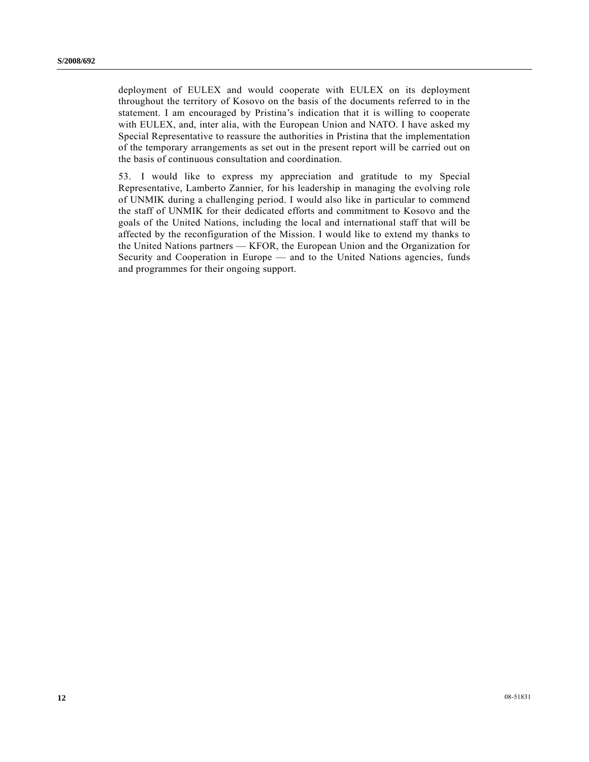deployment of EULEX and would cooperate with EULEX on its deployment throughout the territory of Kosovo on the basis of the documents referred to in the statement. I am encouraged by Pristina's indication that it is willing to cooperate with EULEX, and, inter alia, with the European Union and NATO. I have asked my Special Representative to reassure the authorities in Pristina that the implementation of the temporary arrangements as set out in the present report will be carried out on the basis of continuous consultation and coordination.

53. I would like to express my appreciation and gratitude to my Special Representative, Lamberto Zannier, for his leadership in managing the evolving role of UNMIK during a challenging period. I would also like in particular to commend the staff of UNMIK for their dedicated efforts and commitment to Kosovo and the goals of the United Nations, including the local and international staff that will be affected by the reconfiguration of the Mission. I would like to extend my thanks to the United Nations partners — KFOR, the European Union and the Organization for Security and Cooperation in Europe — and to the United Nations agencies, funds and programmes for their ongoing support.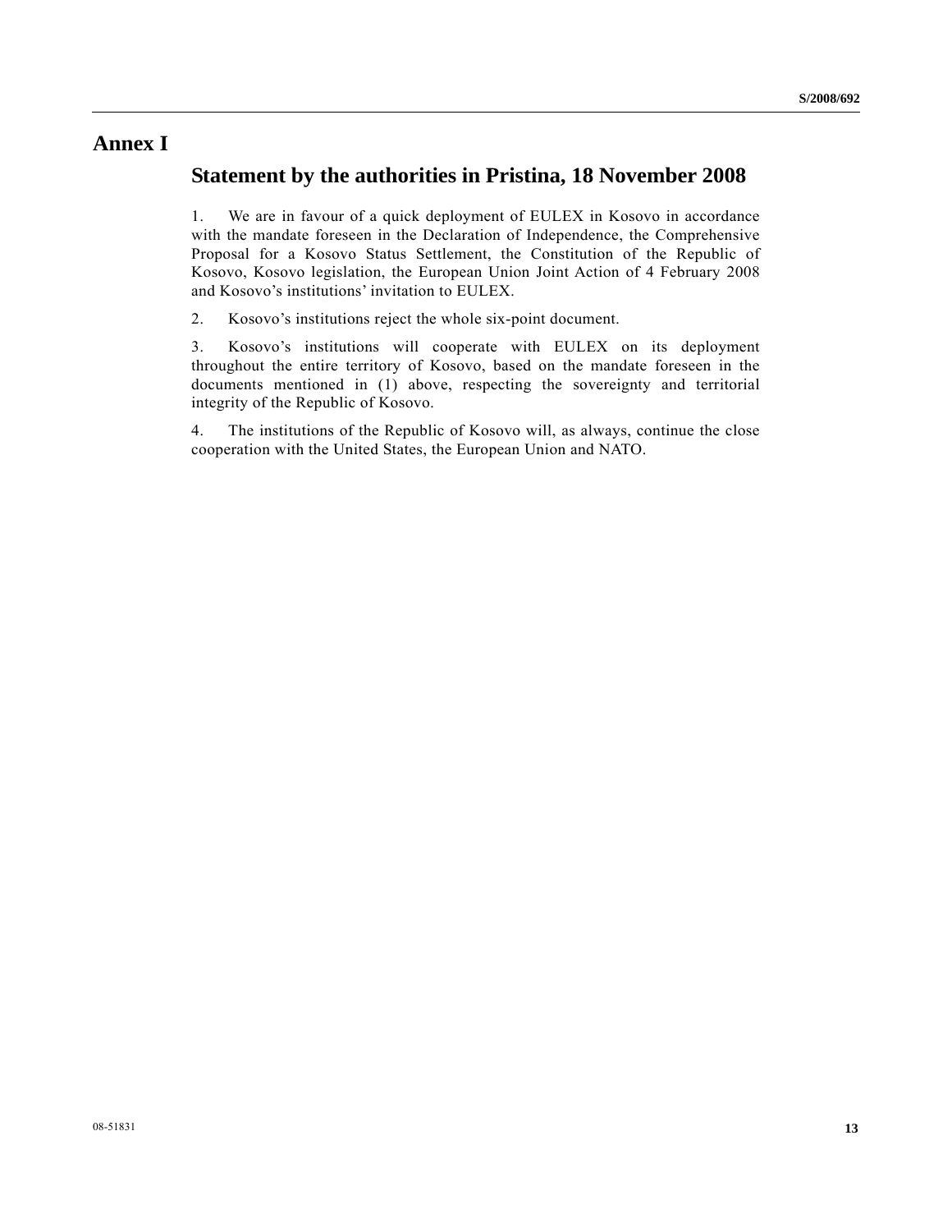# Annex I

## Statement by the authorities in Pristina, 18 November 2008

1. We are in favour of a quick deployment of EULEX in Kosovo in accordance with the mandate foreseen in the Declaration of Independence, the Comprehensive Proposal for a Kosovo Status Settlement, the Constitution of the Republic of Kosovo, Kosovo legislation, the European Union Joint Action of 4 February 2008 and Kosovo's institutions' invitation to EULEX.

2. Kosovo's institutions reject the whole six-point document.

3. Kosovo's institutions will cooperate with EULEX on its deployment throughout the entire territory of Kosovo, based on the mandate foreseen in the documents mentioned in (1) above, respecting the sovereignty and territorial integrity of the Republic of Kosovo.

4. The institutions of the Republic of Kosovo will, as always, continue the close cooperation with the United States, the European Union and NATO.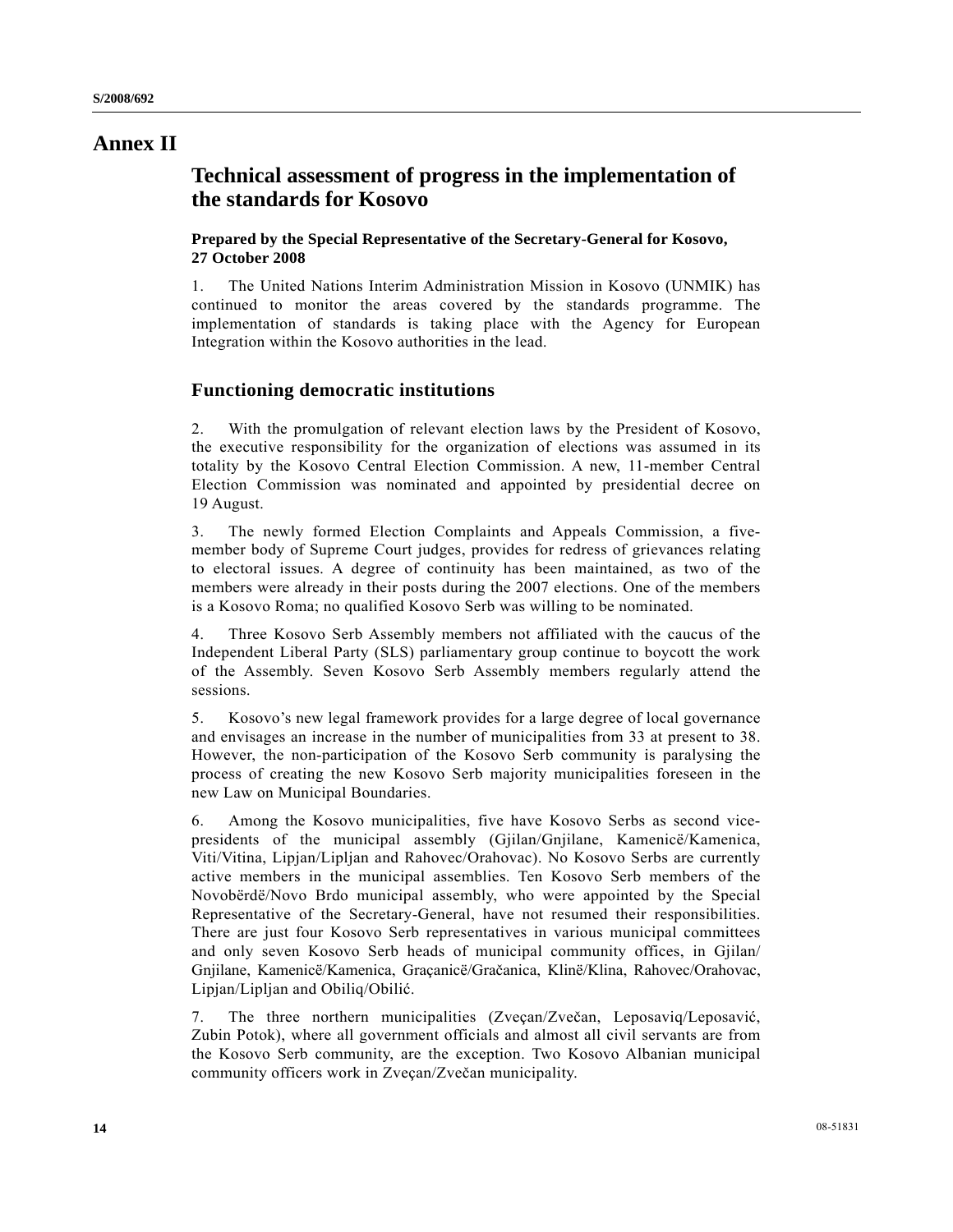# Annex II

## Technical assessment of progress in the implementation of the standards for Kosovo

**Prepared by the Special Representative of the Secretary-General for Kosovo, 27 October 2008**

1. The United Nations Interim Administration Mission in Kosovo (UNMIK) has continued to monitor the areas covered by the standards programme. The implementation of standards is taking place with the Agency for European Integration within the Kosovo authorities in the lead.

### Functioning democratic institutions

2. With the promulgation of relevant election laws by the President of Kosovo, the executive responsibility for the organization of elections was assumed in its totality by the Kosovo Central Election Commission. A new, 11-member Central Election Commission was nominated and appointed by presidential decree on 19 August.

3. The newly formed Election Complaints and Appeals Commission, a five-member body of Supreme Court judges, provides for redress of grievances relating to electoral issues. A degree of continuity has been maintained, as two of the members were already in their posts during the 2007 elections. One of the members is a Kosovo Roma; no qualified Kosovo Serb was willing to be nominated.

4. Three Kosovo Serb Assembly members not affiliated with the caucus of the Independent Liberal Party (SLS) parliamentary group continue to boycott the work of the Assembly. Seven Kosovo Serb Assembly members regularly attend the sessions.

5. Kosovo's new legal framework provides for a large degree of local governance and envisages an increase in the number of municipalities from 33 at present to 38. However, the non-participation of the Kosovo Serb community is paralysing the process of creating the new Kosovo Serb majority municipalities foreseen in the new Law on Municipal Boundaries.

6. Among the Kosovo municipalities, five have Kosovo Serbs as second vice-presidents of the municipal assembly (Gjilan/Gnjilane, Kamenicë/Kamenica, Viti/Vitina, Lipjan/Lipljan and Rahovec/Orahovac). No Kosovo Serbs are currently active members in the municipal assemblies. Ten Kosovo Serb members of the Novobërdë/Novo Brdo municipal assembly, who were appointed by the Special Representative of the Secretary-General, have not resumed their responsibilities. There are just four Kosovo Serb representatives in various municipal committees and only seven Kosovo Serb heads of municipal community offices, in Gjilan/Gnjilane, Kamenicë/Kamenica, Graçanicë/Gračanica, Klinë/Klina, Rahovec/Orahovac, Lipjan/Lipljan and Obiliq/Obilić.

7. The three northern municipalities (Zveçan/Zvečan, Leposaviq/Leposavić, Zubin Potok), where all government officials and almost all civil servants are from the Kosovo Serb community, are the exception. Two Kosovo Albanian municipal community officers work in Zveçan/Zvečan municipality.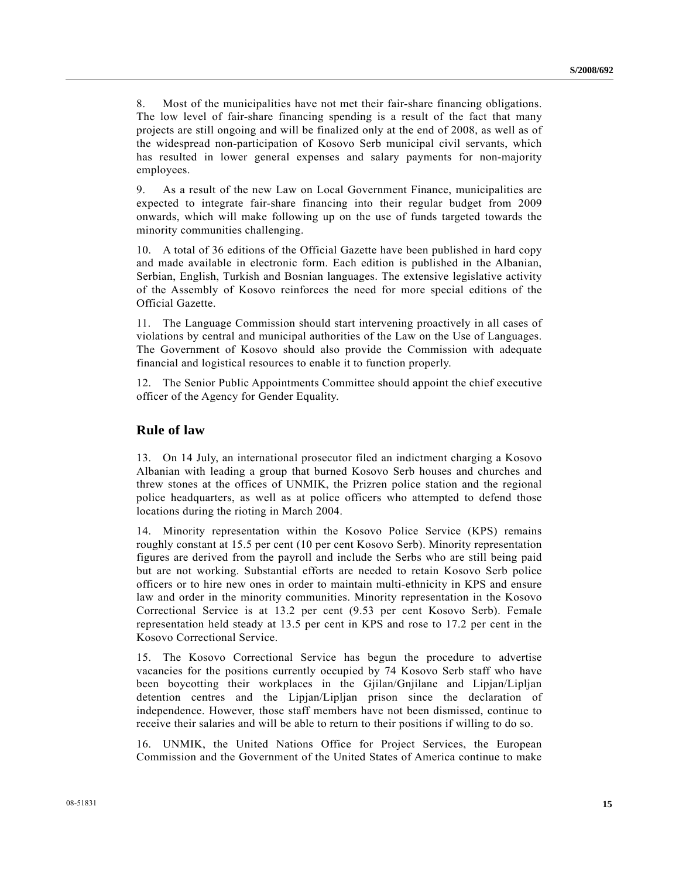8. Most of the municipalities have not met their fair-share financing obligations. The low level of fair-share financing spending is a result of the fact that many projects are still ongoing and will be finalized only at the end of 2008, as well as of the widespread non-participation of Kosovo Serb municipal civil servants, which has resulted in lower general expenses and salary payments for non-majority employees.

9. As a result of the new Law on Local Government Finance, municipalities are expected to integrate fair-share financing into their regular budget from 2009 onwards, which will make following up on the use of funds targeted towards the minority communities challenging.

10. A total of 36 editions of the Official Gazette have been published in hard copy and made available in electronic form. Each edition is published in the Albanian, Serbian, English, Turkish and Bosnian languages. The extensive legislative activity of the Assembly of Kosovo reinforces the need for more special editions of the Official Gazette.

11. The Language Commission should start intervening proactively in all cases of violations by central and municipal authorities of the Law on the Use of Languages. The Government of Kosovo should also provide the Commission with adequate financial and logistical resources to enable it to function properly.

12. The Senior Public Appointments Committee should appoint the chief executive officer of the Agency for Gender Equality.

## Rule of law

13. On 14 July, an international prosecutor filed an indictment charging a Kosovo Albanian with leading a group that burned Kosovo Serb houses and churches and threw stones at the offices of UNMIK, the Prizren police station and the regional police headquarters, as well as at police officers who attempted to defend those locations during the rioting in March 2004.

14. Minority representation within the Kosovo Police Service (KPS) remains roughly constant at 15.5 per cent (10 per cent Kosovo Serb). Minority representation figures are derived from the payroll and include the Serbs who are still being paid but are not working. Substantial efforts are needed to retain Kosovo Serb police officers or to hire new ones in order to maintain multi-ethnicity in KPS and ensure law and order in the minority communities. Minority representation in the Kosovo Correctional Service is at 13.2 per cent (9.53 per cent Kosovo Serb). Female representation held steady at 13.5 per cent in KPS and rose to 17.2 per cent in the Kosovo Correctional Service.

15. The Kosovo Correctional Service has begun the procedure to advertise vacancies for the positions currently occupied by 74 Kosovo Serb staff who have been boycotting their workplaces in the Gjilan/Gnjilane and Lipjan/Lipljan detention centres and the Lipjan/Lipljan prison since the declaration of independence. However, those staff members have not been dismissed, continue to receive their salaries and will be able to return to their positions if willing to do so.

16. UNMIK, the United Nations Office for Project Services, the European Commission and the Government of the United States of America continue to make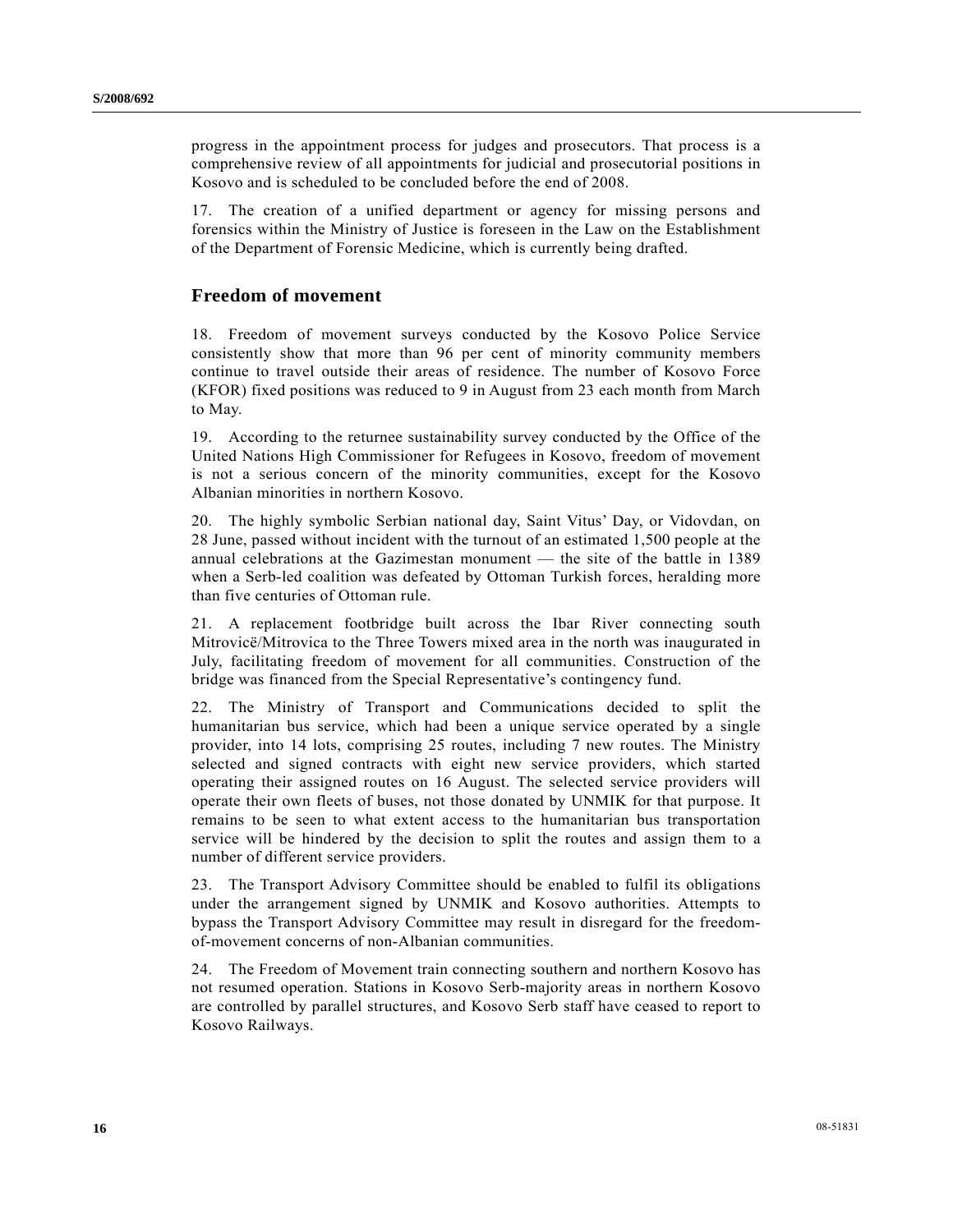progress in the appointment process for judges and prosecutors. That process is a comprehensive review of all appointments for judicial and prosecutorial positions in Kosovo and is scheduled to be concluded before the end of 2008.

17. The creation of a unified department or agency for missing persons and forensics within the Ministry of Justice is foreseen in the Law on the Establishment of the Department of Forensic Medicine, which is currently being drafted.

## Freedom of movement

18. Freedom of movement surveys conducted by the Kosovo Police Service consistently show that more than 96 per cent of minority community members continue to travel outside their areas of residence. The number of Kosovo Force (KFOR) fixed positions was reduced to 9 in August from 23 each month from March to May.

19. According to the returnee sustainability survey conducted by the Office of the United Nations High Commissioner for Refugees in Kosovo, freedom of movement is not a serious concern of the minority communities, except for the Kosovo Albanian minorities in northern Kosovo.

20. The highly symbolic Serbian national day, Saint Vitus' Day, or Vidovdan, on 28 June, passed without incident with the turnout of an estimated 1,500 people at the annual celebrations at the Gazimestan monument — the site of the battle in 1389 when a Serb-led coalition was defeated by Ottoman Turkish forces, heralding more than five centuries of Ottoman rule.

21. A replacement footbridge built across the Ibar River connecting south Mitrovicë/Mitrovica to the Three Towers mixed area in the north was inaugurated in July, facilitating freedom of movement for all communities. Construction of the bridge was financed from the Special Representative's contingency fund.

22. The Ministry of Transport and Communications decided to split the humanitarian bus service, which had been a unique service operated by a single provider, into 14 lots, comprising 25 routes, including 7 new routes. The Ministry selected and signed contracts with eight new service providers, which started operating their assigned routes on 16 August. The selected service providers will operate their own fleets of buses, not those donated by UNMIK for that purpose. It remains to be seen to what extent access to the humanitarian bus transportation service will be hindered by the decision to split the routes and assign them to a number of different service providers.

23. The Transport Advisory Committee should be enabled to fulfil its obligations under the arrangement signed by UNMIK and Kosovo authorities. Attempts to bypass the Transport Advisory Committee may result in disregard for the freedom-of-movement concerns of non-Albanian communities.

24. The Freedom of Movement train connecting southern and northern Kosovo has not resumed operation. Stations in Kosovo Serb-majority areas in northern Kosovo are controlled by parallel structures, and Kosovo Serb staff have ceased to report to Kosovo Railways.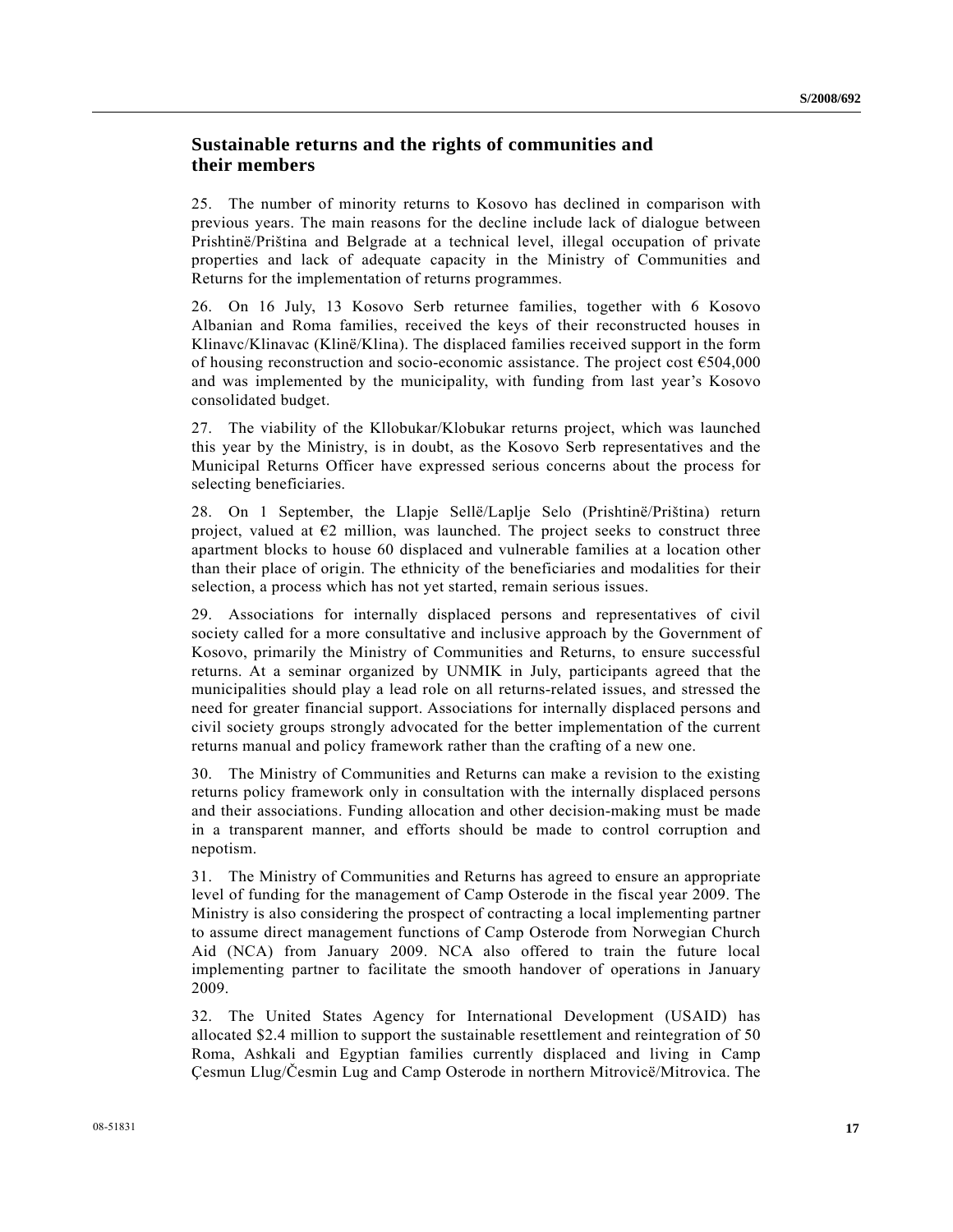## Sustainable returns and the rights of communities and their members

25. The number of minority returns to Kosovo has declined in comparison with previous years. The main reasons for the decline include lack of dialogue between Prishtinë/Priština and Belgrade at a technical level, illegal occupation of private properties and lack of adequate capacity in the Ministry of Communities and Returns for the implementation of returns programmes.

26. On 16 July, 13 Kosovo Serb returnee families, together with 6 Kosovo Albanian and Roma families, received the keys of their reconstructed houses in Klinavc/Klinavac (Klinë/Klina). The displaced families received support in the form of housing reconstruction and socio-economic assistance. The project cost €504,000 and was implemented by the municipality, with funding from last year's Kosovo consolidated budget.

27. The viability of the Kllobukar/Klobukar returns project, which was launched this year by the Ministry, is in doubt, as the Kosovo Serb representatives and the Municipal Returns Officer have expressed serious concerns about the process for selecting beneficiaries.

28. On 1 September, the Llapje Sellë/Laplje Selo (Prishtinë/Priština) return project, valued at €2 million, was launched. The project seeks to construct three apartment blocks to house 60 displaced and vulnerable families at a location other than their place of origin. The ethnicity of the beneficiaries and modalities for their selection, a process which has not yet started, remain serious issues.

29. Associations for internally displaced persons and representatives of civil society called for a more consultative and inclusive approach by the Government of Kosovo, primarily the Ministry of Communities and Returns, to ensure successful returns. At a seminar organized by UNMIK in July, participants agreed that the municipalities should play a lead role on all returns-related issues, and stressed the need for greater financial support. Associations for internally displaced persons and civil society groups strongly advocated for the better implementation of the current returns manual and policy framework rather than the crafting of a new one.

30. The Ministry of Communities and Returns can make a revision to the existing returns policy framework only in consultation with the internally displaced persons and their associations. Funding allocation and other decision-making must be made in a transparent manner, and efforts should be made to control corruption and nepotism.

31. The Ministry of Communities and Returns has agreed to ensure an appropriate level of funding for the management of Camp Osterode in the fiscal year 2009. The Ministry is also considering the prospect of contracting a local implementing partner to assume direct management functions of Camp Osterode from Norwegian Church Aid (NCA) from January 2009. NCA also offered to train the future local implementing partner to facilitate the smooth handover of operations in January 2009.

32. The United States Agency for International Development (USAID) has allocated $2.4 million to support the sustainable resettlement and reintegration of 50 Roma, Ashkali and Egyptian families currently displaced and living in Camp Çesmun Llug/Česmin Lug and Camp Osterode in northern Mitrovicë/Mitrovica. The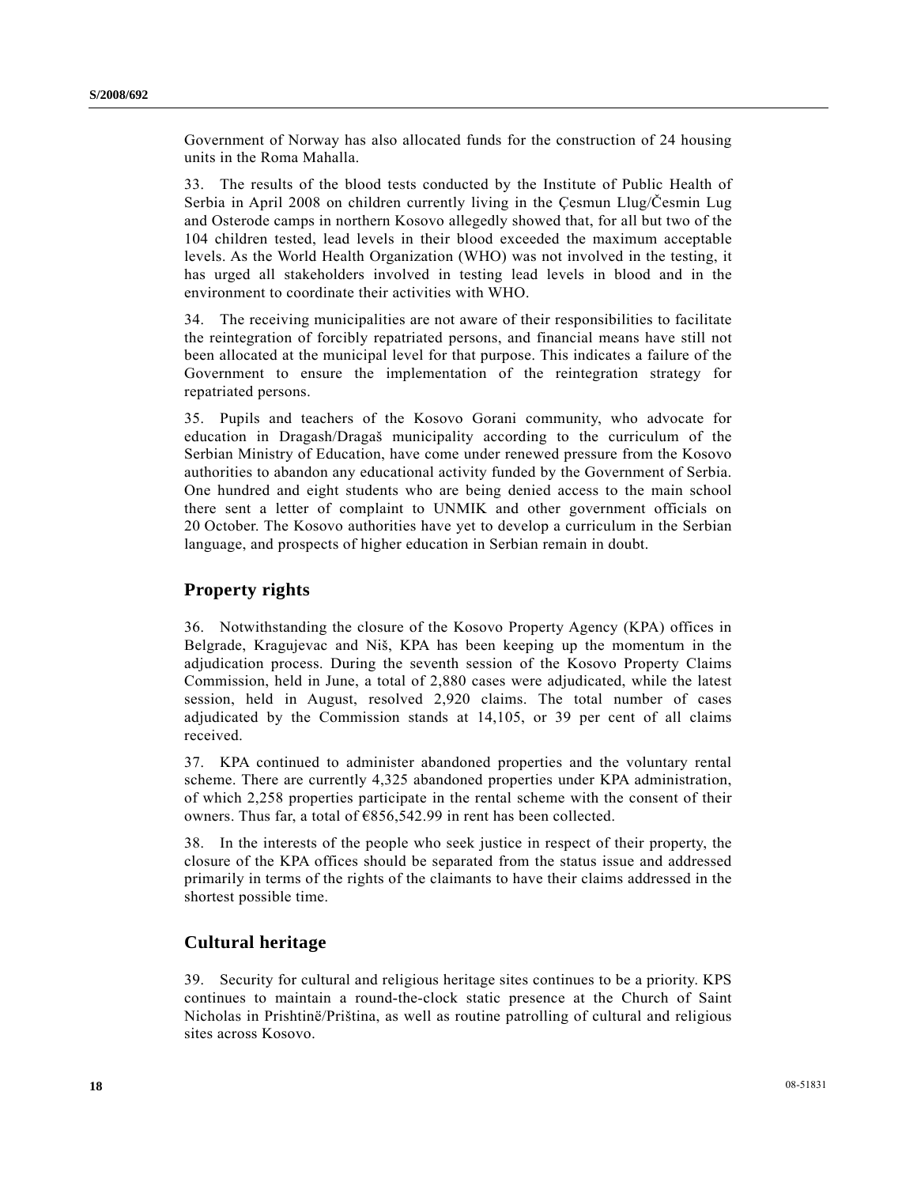Government of Norway has also allocated funds for the construction of 24 housing units in the Roma Mahalla.

33. The results of the blood tests conducted by the Institute of Public Health of Serbia in April 2008 on children currently living in the Çesmun Llug/Česmin Lug and Osterode camps in northern Kosovo allegedly showed that, for all but two of the 104 children tested, lead levels in their blood exceeded the maximum acceptable levels. As the World Health Organization (WHO) was not involved in the testing, it has urged all stakeholders involved in testing lead levels in blood and in the environment to coordinate their activities with WHO.

34. The receiving municipalities are not aware of their responsibilities to facilitate the reintegration of forcibly repatriated persons, and financial means have still not been allocated at the municipal level for that purpose. This indicates a failure of the Government to ensure the implementation of the reintegration strategy for repatriated persons.

35. Pupils and teachers of the Kosovo Gorani community, who advocate for education in Dragash/Dragaš municipality according to the curriculum of the Serbian Ministry of Education, have come under renewed pressure from the Kosovo authorities to abandon any educational activity funded by the Government of Serbia. One hundred and eight students who are being denied access to the main school there sent a letter of complaint to UNMIK and other government officials on 20 October. The Kosovo authorities have yet to develop a curriculum in the Serbian language, and prospects of higher education in Serbian remain in doubt.

## Property rights

36. Notwithstanding the closure of the Kosovo Property Agency (KPA) offices in Belgrade, Kragujevac and Niš, KPA has been keeping up the momentum in the adjudication process. During the seventh session of the Kosovo Property Claims Commission, held in June, a total of 2,880 cases were adjudicated, while the latest session, held in August, resolved 2,920 claims. The total number of cases adjudicated by the Commission stands at 14,105, or 39 per cent of all claims received.

37. KPA continued to administer abandoned properties and the voluntary rental scheme. There are currently 4,325 abandoned properties under KPA administration, of which 2,258 properties participate in the rental scheme with the consent of their owners. Thus far, a total of €856,542.99 in rent has been collected.

38. In the interests of the people who seek justice in respect of their property, the closure of the KPA offices should be separated from the status issue and addressed primarily in terms of the rights of the claimants to have their claims addressed in the shortest possible time.

## Cultural heritage

39. Security for cultural and religious heritage sites continues to be a priority. KPS continues to maintain a round-the-clock static presence at the Church of Saint Nicholas in Prishtinë/Priština, as well as routine patrolling of cultural and religious sites across Kosovo.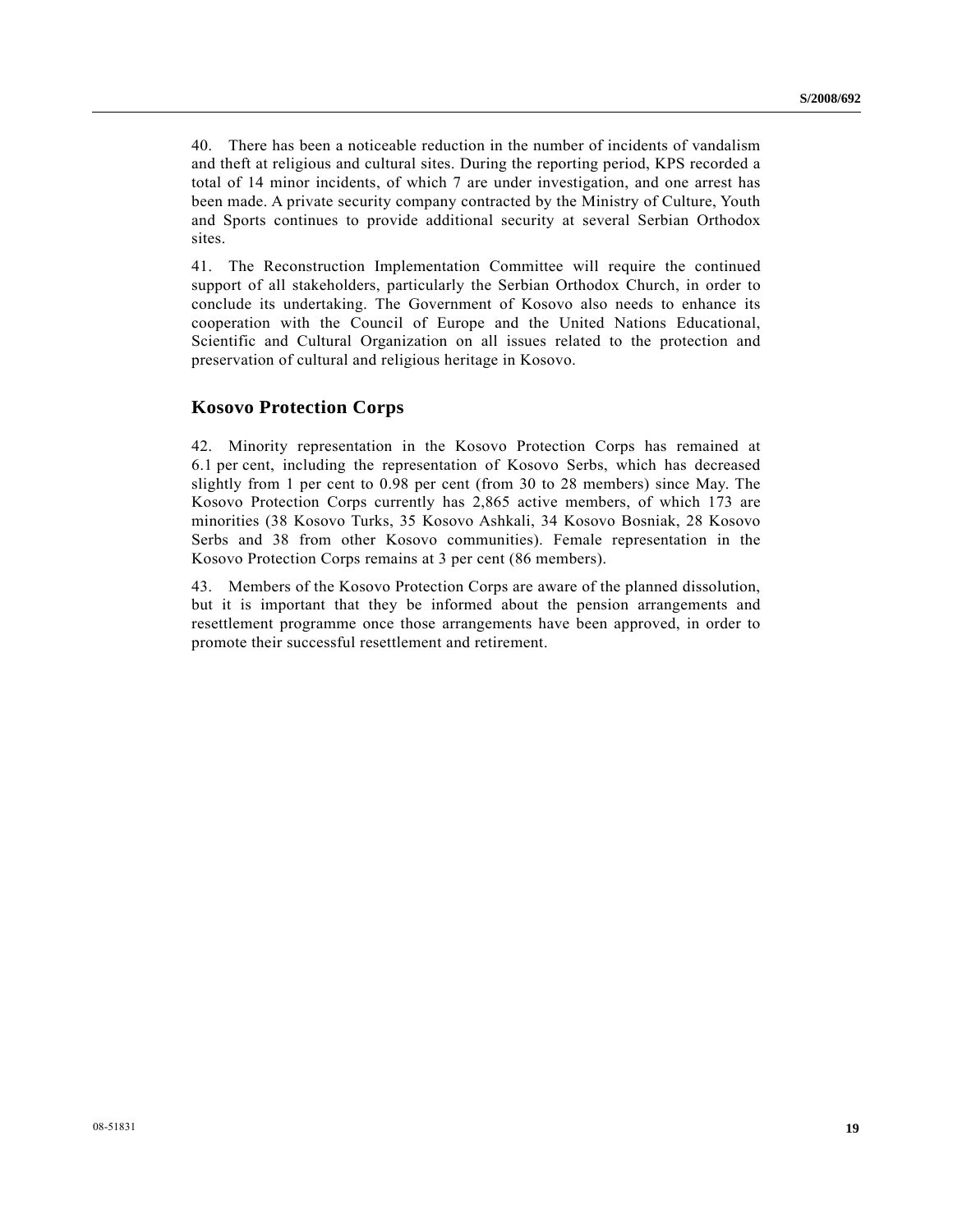40. There has been a noticeable reduction in the number of incidents of vandalism and theft at religious and cultural sites. During the reporting period, KPS recorded a total of 14 minor incidents, of which 7 are under investigation, and one arrest has been made. A private security company contracted by the Ministry of Culture, Youth and Sports continues to provide additional security at several Serbian Orthodox sites.

41. The Reconstruction Implementation Committee will require the continued support of all stakeholders, particularly the Serbian Orthodox Church, in order to conclude its undertaking. The Government of Kosovo also needs to enhance its cooperation with the Council of Europe and the United Nations Educational, Scientific and Cultural Organization on all issues related to the protection and preservation of cultural and religious heritage in Kosovo.

## Kosovo Protection Corps

42. Minority representation in the Kosovo Protection Corps has remained at 6.1 per cent, including the representation of Kosovo Serbs, which has decreased slightly from 1 per cent to 0.98 per cent (from 30 to 28 members) since May. The Kosovo Protection Corps currently has 2,865 active members, of which 173 are minorities (38 Kosovo Turks, 35 Kosovo Ashkali, 34 Kosovo Bosniak, 28 Kosovo Serbs and 38 from other Kosovo communities). Female representation in the Kosovo Protection Corps remains at 3 per cent (86 members).

43. Members of the Kosovo Protection Corps are aware of the planned dissolution, but it is important that they be informed about the pension arrangements and resettlement programme once those arrangements have been approved, in order to promote their successful resettlement and retirement.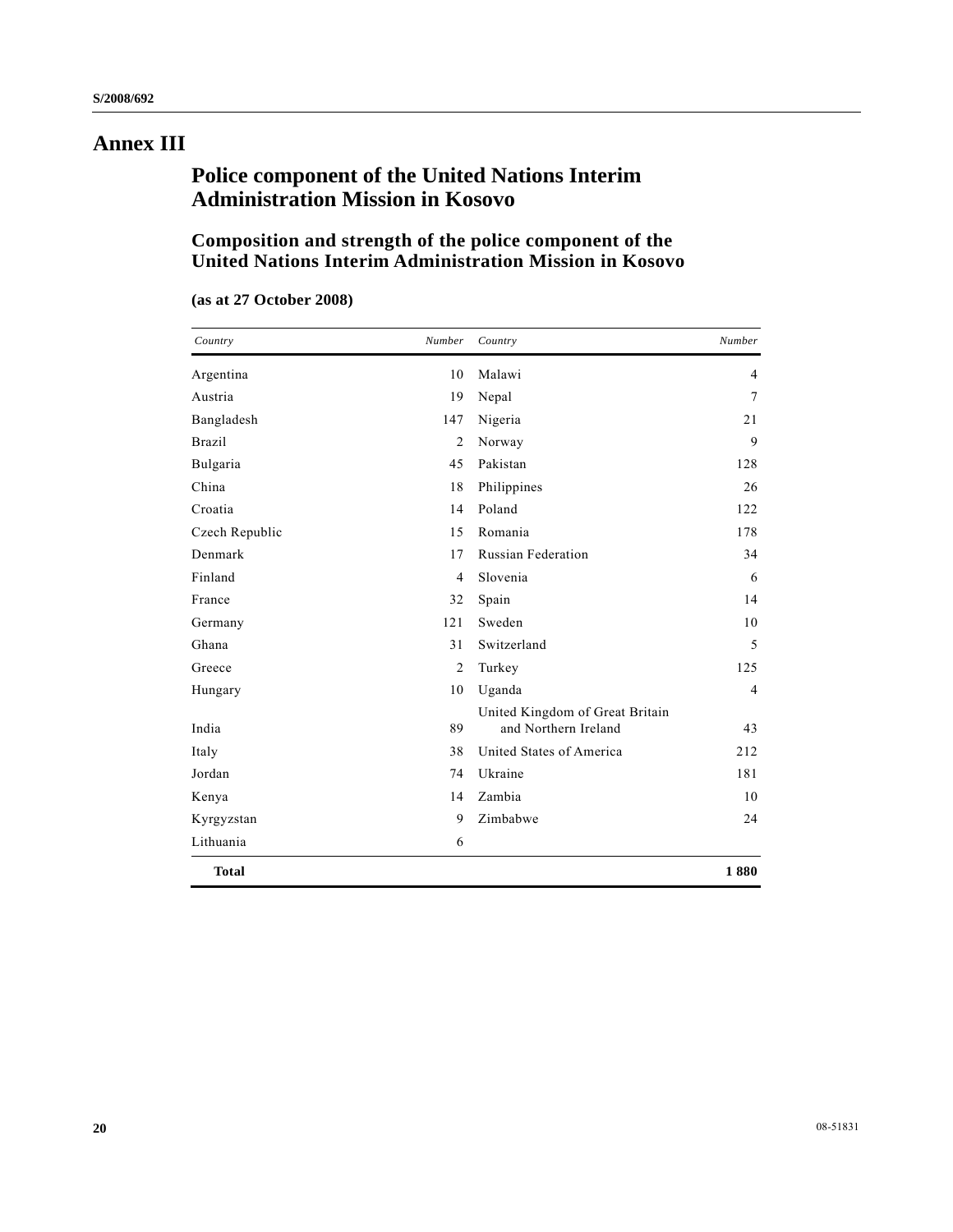# Annex III

## Police component of the United Nations Interim Administration Mission in Kosovo

### Composition and strength of the police component of the United Nations Interim Administration Mission in Kosovo

**(as at 27 October 2008)**

| *Country* | *Number* | *Country* | *Number* |
|---|---|---|---|
| Argentina | 10 | Malawi | 4 |
| Austria | 19 | Nepal | 7 |
| Bangladesh | 147 | Nigeria | 21 |
| Brazil | 2 | Norway | 9 |
| Bulgaria | 45 | Pakistan | 128 |
| China | 18 | Philippines | 26 |
| Croatia | 14 | Poland | 122 |
| Czech Republic | 15 | Romania | 178 |
| Denmark | 17 | Russian Federation | 34 |
| Finland | 4 | Slovenia | 6 |
| France | 32 | Spain | 14 |
| Germany | 121 | Sweden | 10 |
| Ghana | 31 | Switzerland | 5 |
| Greece | 2 | Turkey | 125 |
| Hungary | 10 | Uganda | 4 |
| India | 89 | United Kingdom of Great Britain and Northern Ireland | 43 |
| Italy | 38 | United States of America | 212 |
| Jordan | 74 | Ukraine | 181 |
| Kenya | 14 | Zambia | 10 |
| Kyrgyzstan | 9 | Zimbabwe | 24 |
| Lithuania | 6 | | |
| **Total** | | | **1 880** |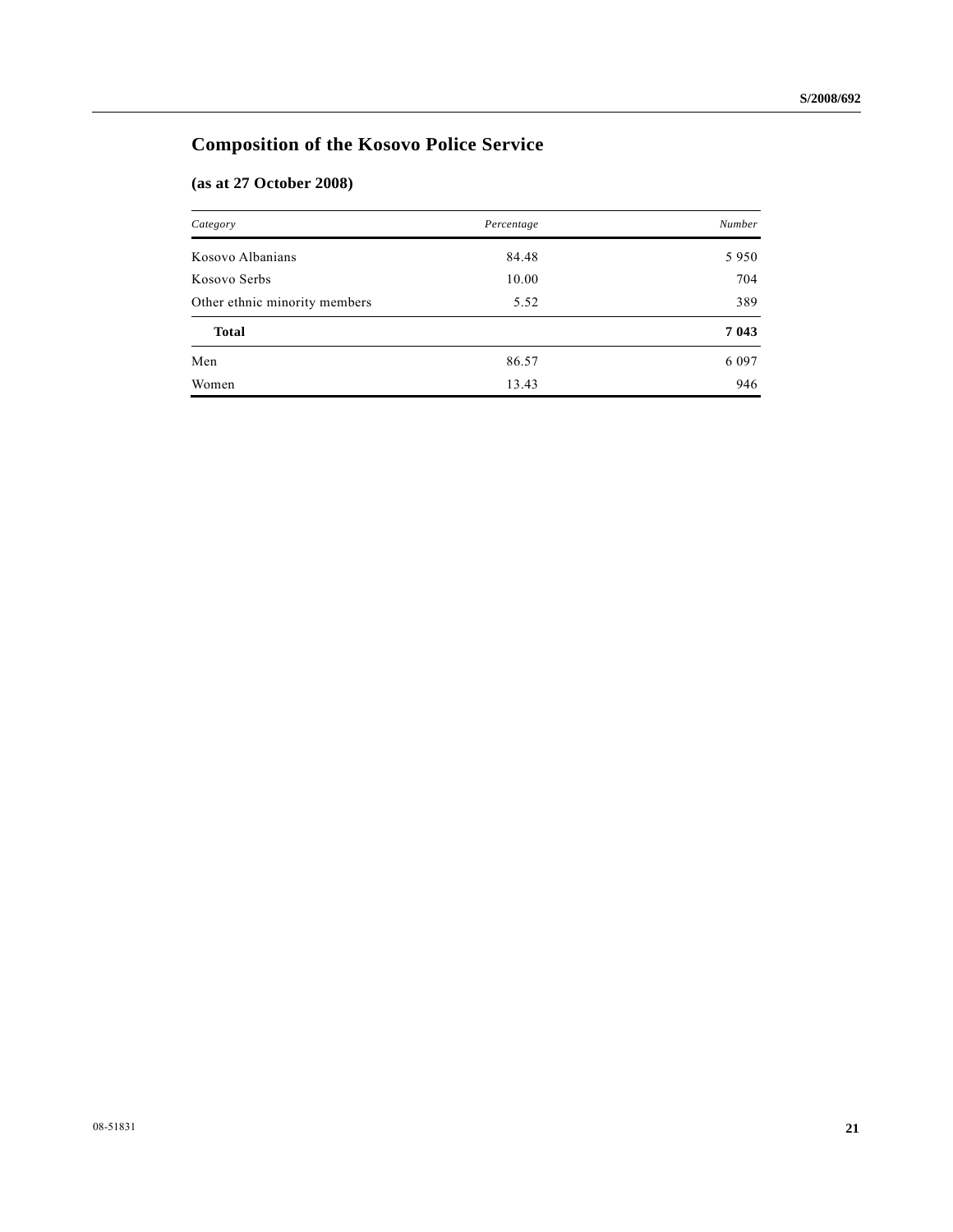# Composition of the Kosovo Police Service

## (as at 27 October 2008)

| *Category* | *Percentage* | *Number* |
|---|---|---|
| Kosovo Albanians | 84.48 | 5 950 |
| Kosovo Serbs | 10.00 | 704 |
| Other ethnic minority members | 5.52 | 389 |
| **Total** | | **7 043** |
| Men | 86.57 | 6 097 |
| Women | 13.43 | 946 |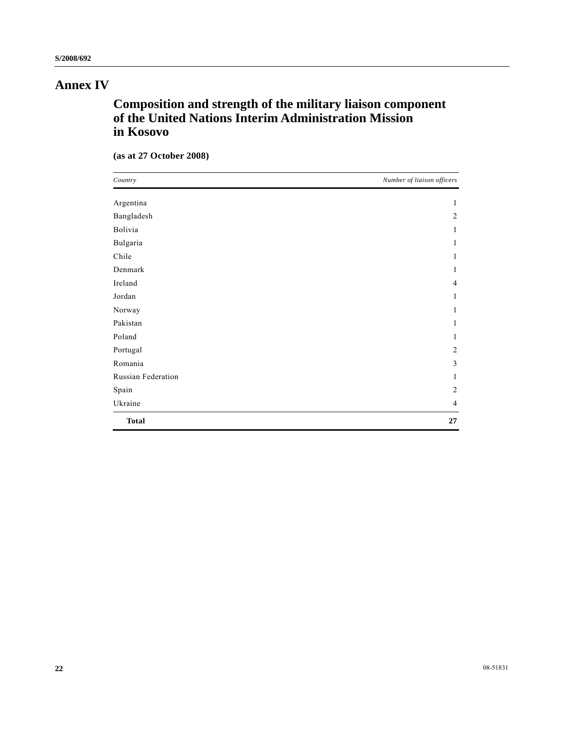# Annex IV

## Composition and strength of the military liaison component of the United Nations Interim Administration Mission in Kosovo

**(as at 27 October 2008)**

| *Country* | *Number of liaison officers* |
|---|---|
| Argentina | 1 |
| Bangladesh | 2 |
| Bolivia | 1 |
| Bulgaria | 1 |
| Chile | 1 |
| Denmark | 1 |
| Ireland | 4 |
| Jordan | 1 |
| Norway | 1 |
| Pakistan | 1 |
| Poland | 1 |
| Portugal | 2 |
| Romania | 3 |
| Russian Federation | 1 |
| Spain | 2 |
| Ukraine | 4 |
| **Total** | **27** |